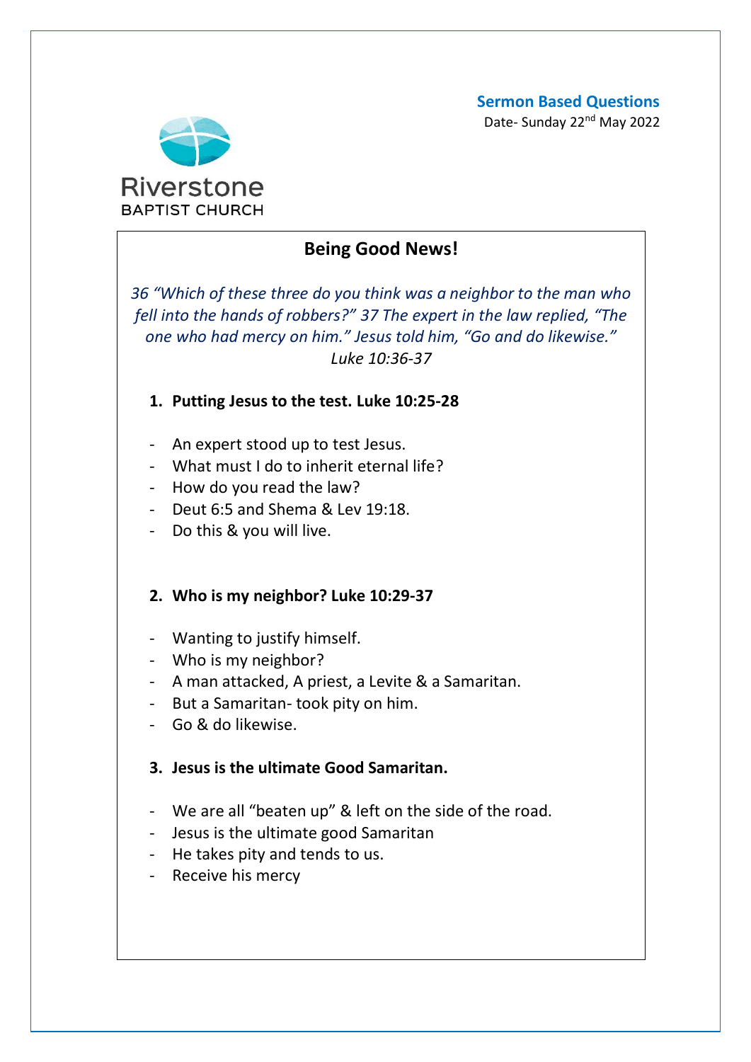**Sermon Based Questions**

Date- Sunday 22nd May 2022

Riverstone
BAPTIST CHURCH

## Being Good News!

*36 "Which of these three do you think was a neighbor to the man who fell into the hands of robbers?" 37 The expert in the law replied, "The one who had mercy on him." Jesus told him, "Go and do likewise."*
*Luke 10:36-37*

### 1. Putting Jesus to the test. Luke 10:25-28

- An expert stood up to test Jesus.
- What must I do to inherit eternal life?
- How do you read the law?
- Deut 6:5 and Shema & Lev 19:18.
- Do this & you will live.

### 2. Who is my neighbor? Luke 10:29-37

- Wanting to justify himself.
- Who is my neighbor?
- A man attacked, A priest, a Levite & a Samaritan.
- But a Samaritan- took pity on him.
- Go & do likewise.

### 3. Jesus is the ultimate Good Samaritan.

- We are all "beaten up" & left on the side of the road.
- Jesus is the ultimate good Samaritan
- He takes pity and tends to us.
- Receive his mercy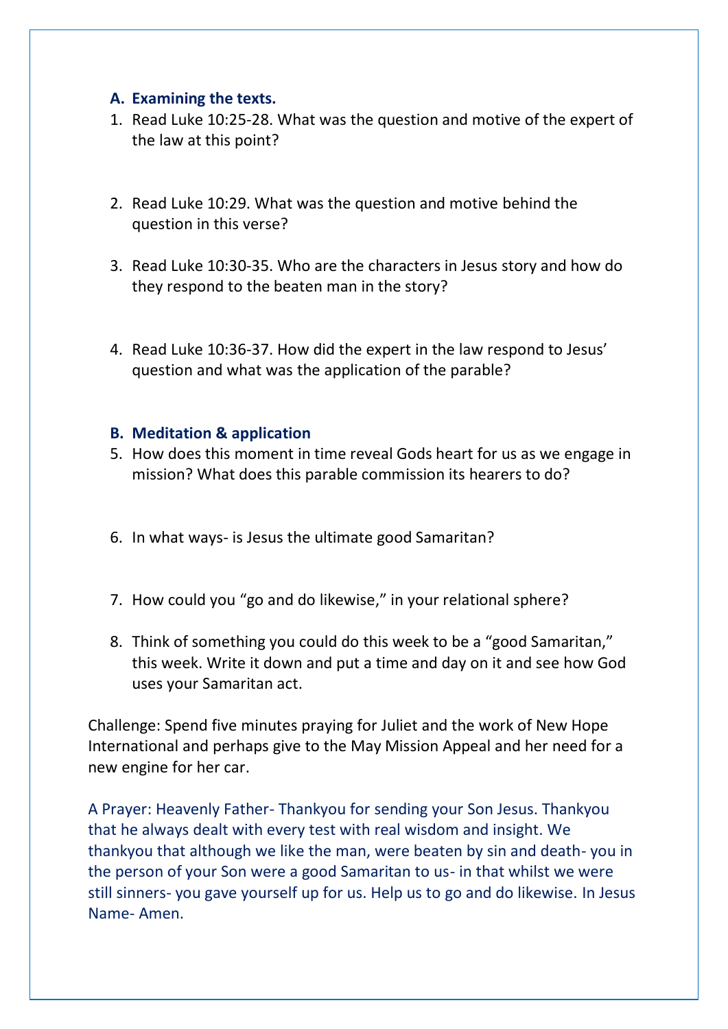## A. Examining the texts.

1. Read Luke 10:25-28. What was the question and motive of the expert of the law at this point?

2. Read Luke 10:29. What was the question and motive behind the question in this verse?

3. Read Luke 10:30-35. Who are the characters in Jesus story and how do they respond to the beaten man in the story?

4. Read Luke 10:36-37. How did the expert in the law respond to Jesus' question and what was the application of the parable?

## B. Meditation & application

5. How does this moment in time reveal Gods heart for us as we engage in mission? What does this parable commission its hearers to do?

6. In what ways- is Jesus the ultimate good Samaritan?

7. How could you "go and do likewise," in your relational sphere?

8. Think of something you could do this week to be a "good Samaritan," this week. Write it down and put a time and day on it and see how God uses your Samaritan act.

Challenge: Spend five minutes praying for Juliet and the work of New Hope International and perhaps give to the May Mission Appeal and her need for a new engine for her car.

A Prayer: Heavenly Father- Thankyou for sending your Son Jesus. Thankyou that he always dealt with every test with real wisdom and insight. We thankyou that although we like the man, were beaten by sin and death- you in the person of your Son were a good Samaritan to us- in that whilst we were still sinners- you gave yourself up for us. Help us to go and do likewise. In Jesus Name- Amen.